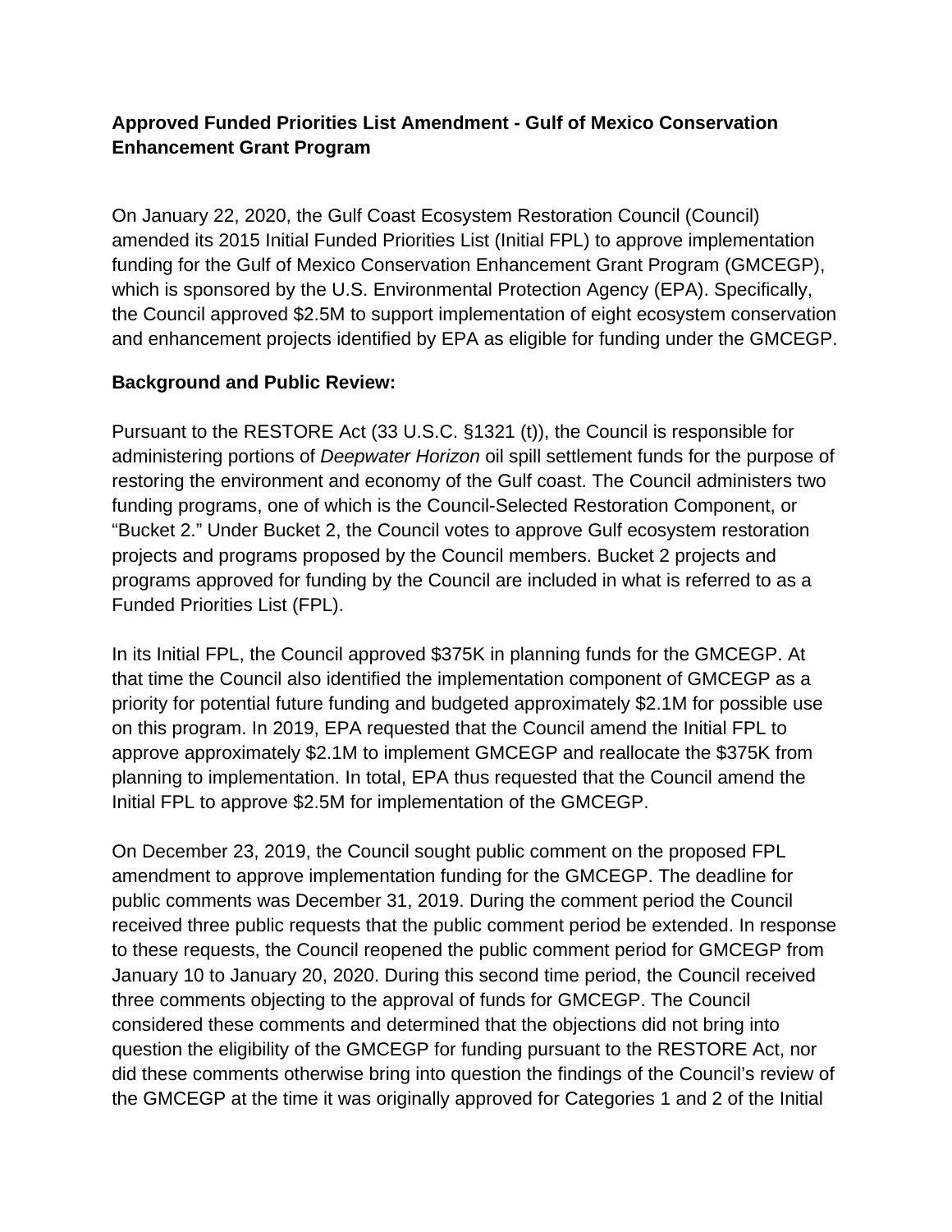**Approved Funded Priorities List Amendment - Gulf of Mexico Conservation Enhancement Grant Program**

On January 22, 2020, the Gulf Coast Ecosystem Restoration Council (Council) amended its 2015 Initial Funded Priorities List (Initial FPL) to approve implementation funding for the Gulf of Mexico Conservation Enhancement Grant Program (GMCEGP), which is sponsored by the U.S. Environmental Protection Agency (EPA). Specifically, the Council approved $2.5M to support implementation of eight ecosystem conservation and enhancement projects identified by EPA as eligible for funding under the GMCEGP.

**Background and Public Review:**

Pursuant to the RESTORE Act (33 U.S.C. §1321 (t)), the Council is responsible for administering portions of *Deepwater Horizon* oil spill settlement funds for the purpose of restoring the environment and economy of the Gulf coast. The Council administers two funding programs, one of which is the Council-Selected Restoration Component, or "Bucket 2." Under Bucket 2, the Council votes to approve Gulf ecosystem restoration projects and programs proposed by the Council members. Bucket 2 projects and programs approved for funding by the Council are included in what is referred to as a Funded Priorities List (FPL).

In its Initial FPL, the Council approved $375K in planning funds for the GMCEGP. At that time the Council also identified the implementation component of GMCEGP as a priority for potential future funding and budgeted approximately $2.1M for possible use on this program. In 2019, EPA requested that the Council amend the Initial FPL to approve approximately $2.1M to implement GMCEGP and reallocate the $375K from planning to implementation. In total, EPA thus requested that the Council amend the Initial FPL to approve $2.5M for implementation of the GMCEGP.

On December 23, 2019, the Council sought public comment on the proposed FPL amendment to approve implementation funding for the GMCEGP. The deadline for public comments was December 31, 2019. During the comment period the Council received three public requests that the public comment period be extended. In response to these requests, the Council reopened the public comment period for GMCEGP from January 10 to January 20, 2020. During this second time period, the Council received three comments objecting to the approval of funds for GMCEGP. The Council considered these comments and determined that the objections did not bring into question the eligibility of the GMCEGP for funding pursuant to the RESTORE Act, nor did these comments otherwise bring into question the findings of the Council's review of the GMCEGP at the time it was originally approved for Categories 1 and 2 of the Initial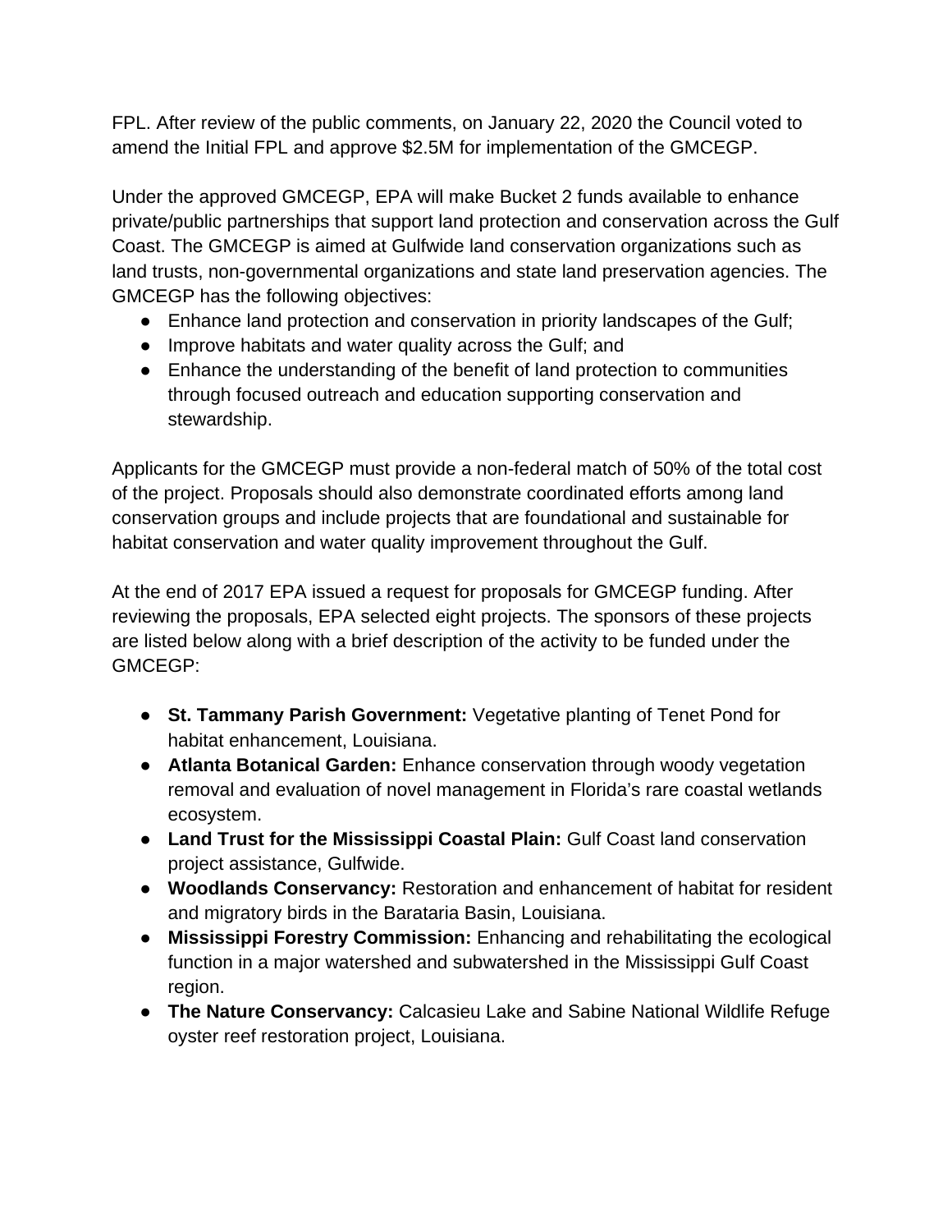FPL. After review of the public comments, on January 22, 2020 the Council voted to amend the Initial FPL and approve $2.5M for implementation of the GMCEGP.

Under the approved GMCEGP, EPA will make Bucket 2 funds available to enhance private/public partnerships that support land protection and conservation across the Gulf Coast. The GMCEGP is aimed at Gulfwide land conservation organizations such as land trusts, non-governmental organizations and state land preservation agencies. The GMCEGP has the following objectives:

- Enhance land protection and conservation in priority landscapes of the Gulf;
- Improve habitats and water quality across the Gulf; and
- Enhance the understanding of the benefit of land protection to communities through focused outreach and education supporting conservation and stewardship.

Applicants for the GMCEGP must provide a non-federal match of 50% of the total cost of the project. Proposals should also demonstrate coordinated efforts among land conservation groups and include projects that are foundational and sustainable for habitat conservation and water quality improvement throughout the Gulf.

At the end of 2017 EPA issued a request for proposals for GMCEGP funding. After reviewing the proposals, EPA selected eight projects. The sponsors of these projects are listed below along with a brief description of the activity to be funded under the GMCEGP:

- **St. Tammany Parish Government:** Vegetative planting of Tenet Pond for habitat enhancement, Louisiana.
- **Atlanta Botanical Garden:** Enhance conservation through woody vegetation removal and evaluation of novel management in Florida's rare coastal wetlands ecosystem.
- **Land Trust for the Mississippi Coastal Plain:** Gulf Coast land conservation project assistance, Gulfwide.
- **Woodlands Conservancy:** Restoration and enhancement of habitat for resident and migratory birds in the Barataria Basin, Louisiana.
- **Mississippi Forestry Commission:** Enhancing and rehabilitating the ecological function in a major watershed and subwatershed in the Mississippi Gulf Coast region.
- **The Nature Conservancy:** Calcasieu Lake and Sabine National Wildlife Refuge oyster reef restoration project, Louisiana.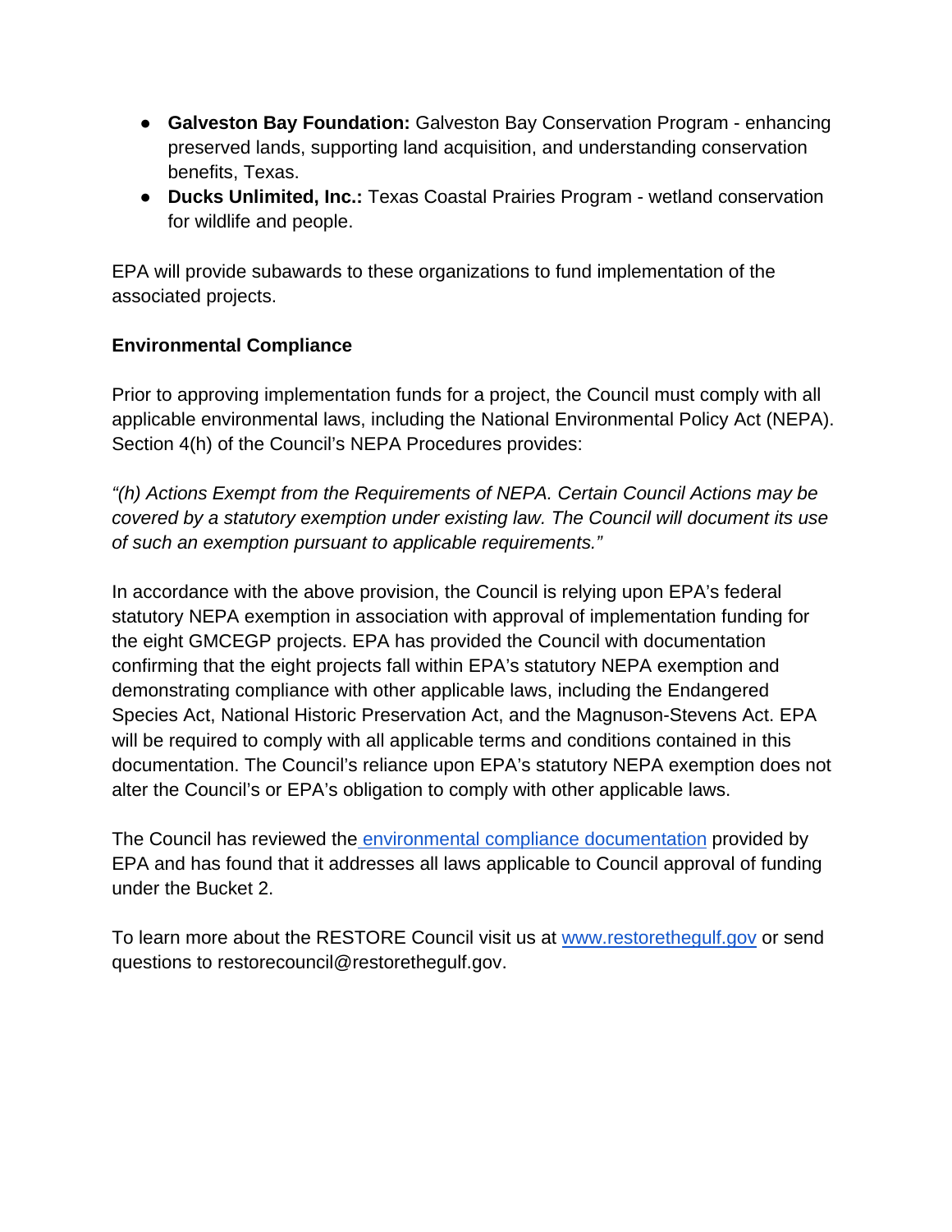- **Galveston Bay Foundation:** Galveston Bay Conservation Program - enhancing preserved lands, supporting land acquisition, and understanding conservation benefits, Texas.
- **Ducks Unlimited, Inc.:** Texas Coastal Prairies Program - wetland conservation for wildlife and people.

EPA will provide subawards to these organizations to fund implementation of the associated projects.

**Environmental Compliance**

Prior to approving implementation funds for a project, the Council must comply with all applicable environmental laws, including the National Environmental Policy Act (NEPA). Section 4(h) of the Council's NEPA Procedures provides:

*"(h) Actions Exempt from the Requirements of NEPA. Certain Council Actions may be covered by a statutory exemption under existing law. The Council will document its use of such an exemption pursuant to applicable requirements."*

In accordance with the above provision, the Council is relying upon EPA's federal statutory NEPA exemption in association with approval of implementation funding for the eight GMCEGP projects. EPA has provided the Council with documentation confirming that the eight projects fall within EPA's statutory NEPA exemption and demonstrating compliance with other applicable laws, including the Endangered Species Act, National Historic Preservation Act, and the Magnuson-Stevens Act. EPA will be required to comply with all applicable terms and conditions contained in this documentation. The Council's reliance upon EPA's statutory NEPA exemption does not alter the Council's or EPA's obligation to comply with other applicable laws.

The Council has reviewed the environmental compliance documentation provided by EPA and has found that it addresses all laws applicable to Council approval of funding under the Bucket 2.

To learn more about the RESTORE Council visit us at www.restorethegulf.gov or send questions to restorecouncil@restorethegulf.gov.